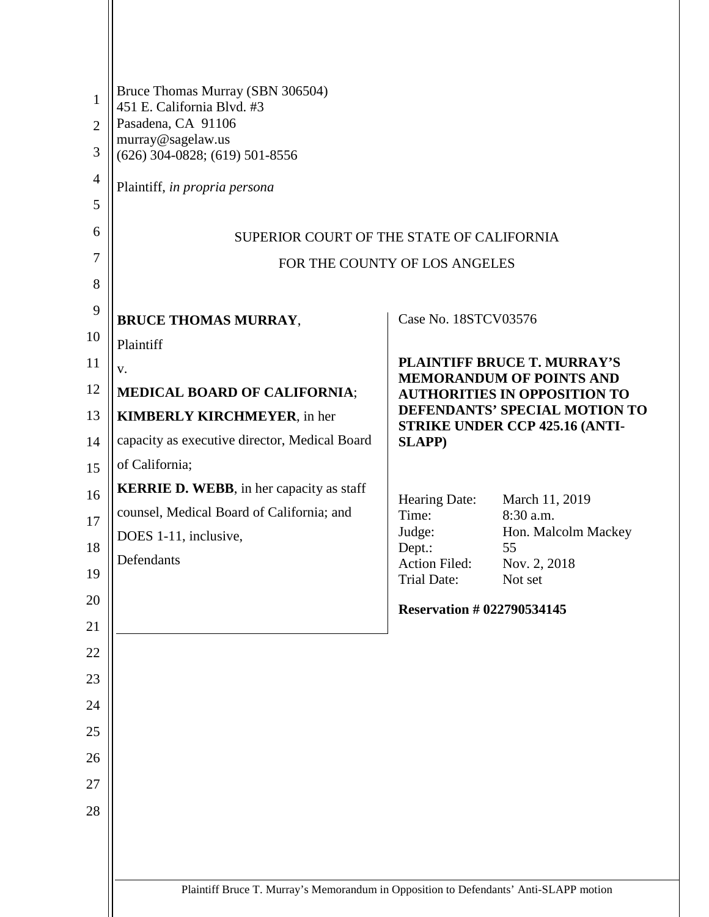Bruce Thomas Murray (SBN 306504)
451 E. California Blvd. #3
Pasadena, CA 91106
murray@sagelaw.us
(626) 304-0828; (619) 501-8556

Plaintiff, *in propria persona*

SUPERIOR COURT OF THE STATE OF CALIFORNIA

FOR THE COUNTY OF LOS ANGELES

**BRUCE THOMAS MURRAY**,

Plaintiff

v.

**MEDICAL BOARD OF CALIFORNIA**;

**KIMBERLY KIRCHMEYER**, in her capacity as executive director, Medical Board of California;

**KERRIE D. WEBB**, in her capacity as staff counsel, Medical Board of California; and

DOES 1-11, inclusive,

Defendants

Case No. 18STCV03576

**PLAINTIFF BRUCE T. MURRAY'S MEMORANDUM OF POINTS AND AUTHORITIES IN OPPOSITION TO DEFENDANTS' SPECIAL MOTION TO STRIKE UNDER CCP 425.16 (ANTI-SLAPP)**

| | |
|---|---|
| Hearing Date: | March 11, 2019 |
| Time: | 8:30 a.m. |
| Judge: | Hon. Malcolm Mackey |
| Dept.: | 55 |
| Action Filed: | Nov. 2, 2018 |
| Trial Date: | Not set |

**Reservation # 022790534145**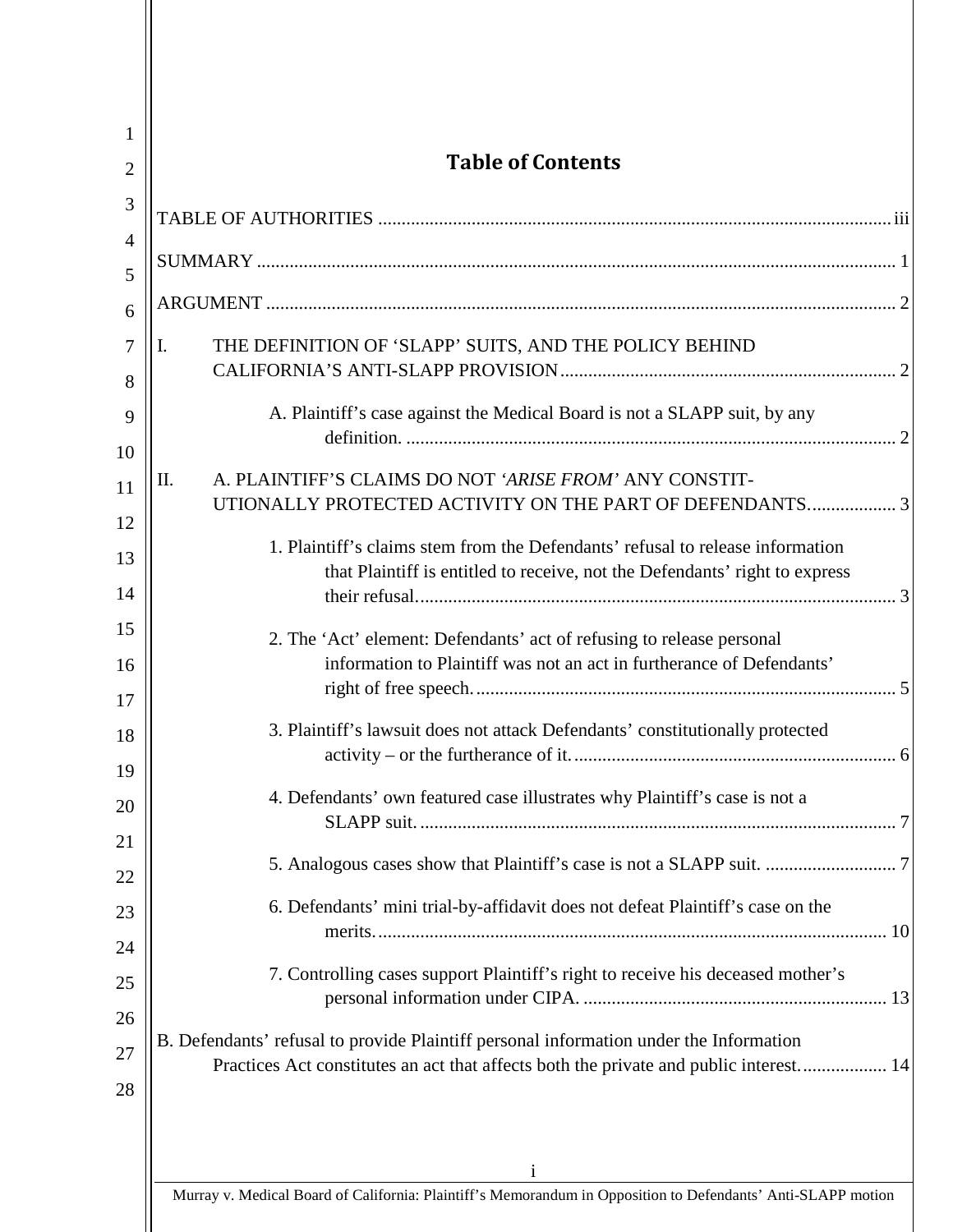# Table of Contents

TABLE OF AUTHORITIES ..... iii

SUMMARY ..... 1

ARGUMENT ..... 2

I. THE DEFINITION OF 'SLAPP' SUITS, AND THE POLICY BEHIND CALIFORNIA'S ANTI-SLAPP PROVISION ..... 2

- A. Plaintiff's case against the Medical Board is not a SLAPP suit, by any definition. ..... 2

II. A. PLAINTIFF'S CLAIMS DO NOT *'ARISE FROM'* ANY CONSTIT-UTIONALLY PROTECTED ACTIVITY ON THE PART OF DEFENDANTS. ..... 3

- 1. Plaintiff's claims stem from the Defendants' refusal to release information that Plaintiff is entitled to receive, not the Defendants' right to express their refusal. ..... 3
- 2. The 'Act' element: Defendants' act of refusing to release personal information to Plaintiff was not an act in furtherance of Defendants' right of free speech. ..... 5
- 3. Plaintiff's lawsuit does not attack Defendants' constitutionally protected activity – or the furtherance of it. ..... 6
- 4. Defendants' own featured case illustrates why Plaintiff's case is not a SLAPP suit. ..... 7
- 5. Analogous cases show that Plaintiff's case is not a SLAPP suit. ..... 7
- 6. Defendants' mini trial-by-affidavit does not defeat Plaintiff's case on the merits. ..... 10
- 7. Controlling cases support Plaintiff's right to receive his deceased mother's personal information under CIPA. ..... 13

B. Defendants' refusal to provide Plaintiff personal information under the Information Practices Act constitutes an act that affects both the private and public interest. ..... 14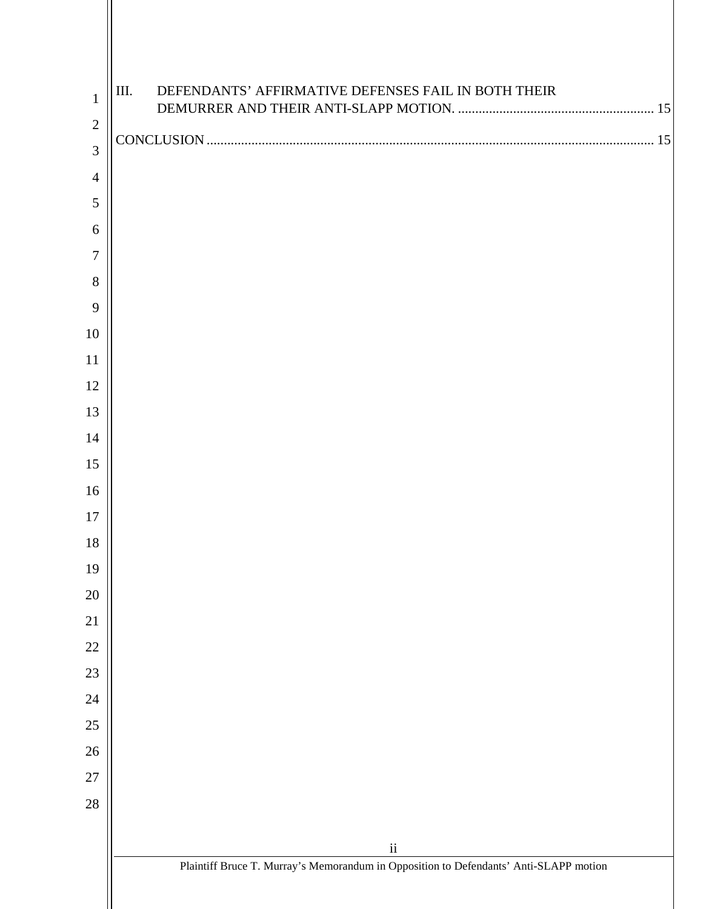III. DEFENDANTS' AFFIRMATIVE DEFENSES FAIL IN BOTH THEIR DEMURRER AND THEIR ANTI-SLAPP MOTION. ........................................................ 15

CONCLUSION ................................................................................................................................ 15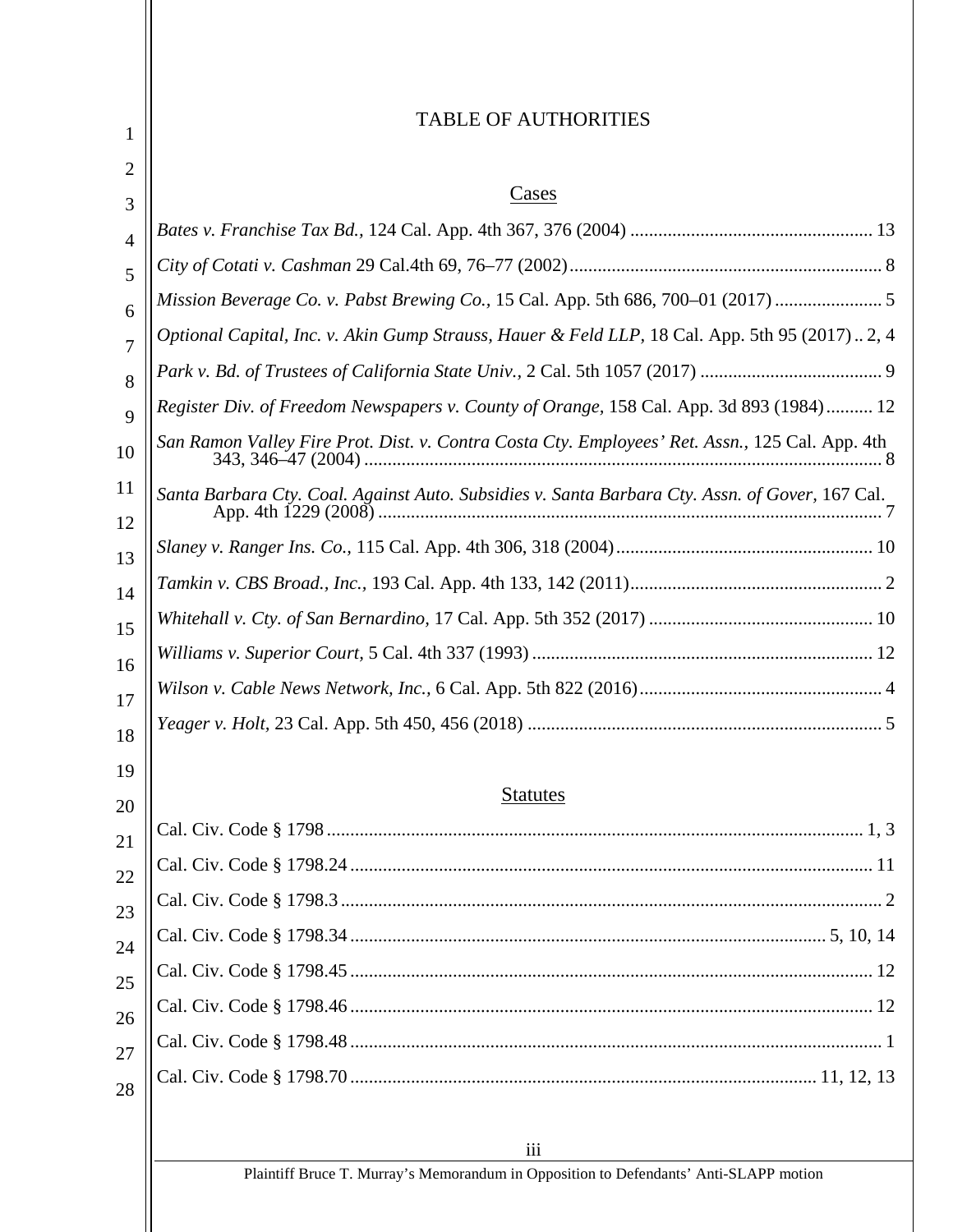# TABLE OF AUTHORITIES

## Cases

*Bates v. Franchise Tax Bd.*, 124 Cal. App. 4th 367, 376 (2004) .................................................... 13

*City of Cotati v. Cashman* 29 Cal.4th 69, 76–77 (2002) ................................................................... 8

*Mission Beverage Co. v. Pabst Brewing Co.*, 15 Cal. App. 5th 686, 700–01 (2017) ....................... 5

*Optional Capital, Inc. v. Akin Gump Strauss, Hauer & Feld LLP*, 18 Cal. App. 5th 95 (2017) .. 2, 4

*Park v. Bd. of Trustees of California State Univ.*, 2 Cal. 5th 1057 (2017) ....................................... 9

*Register Div. of Freedom Newspapers v. County of Orange*, 158 Cal. App. 3d 893 (1984) .......... 12

*San Ramon Valley Fire Prot. Dist. v. Contra Costa Cty. Employees' Ret. Assn.*, 125 Cal. App. 4th 343, 346–47 (2004) ............................................................................................................. 8

*Santa Barbara Cty. Coal. Against Auto. Subsidies v. Santa Barbara Cty. Assn. of Gover*, 167 Cal. App. 4th 1229 (2008) ........................................................................................................... 7

*Slaney v. Ranger Ins. Co.*, 115 Cal. App. 4th 306, 318 (2004) ....................................................... 10

*Tamkin v. CBS Broad., Inc.*, 193 Cal. App. 4th 133, 142 (2011) ...................................................... 2

*Whitehall v. Cty. of San Bernardino*, 17 Cal. App. 5th 352 (2017) ................................................ 10

*Williams v. Superior Court*, 5 Cal. 4th 337 (1993) ......................................................................... 12

*Wilson v. Cable News Network, Inc.*, 6 Cal. App. 5th 822 (2016) .................................................... 4

*Yeager v. Holt*, 23 Cal. App. 5th 450, 456 (2018) ............................................................................ 5

## Statutes

Cal. Civ. Code § 1798 ................................................................................................................... 1, 3

Cal. Civ. Code § 1798.24 ................................................................................................................ 11

Cal. Civ. Code § 1798.3 .................................................................................................................... 2

Cal. Civ. Code § 1798.34 .................................................................................................... 5, 10, 14

Cal. Civ. Code § 1798.45 ................................................................................................................ 12

Cal. Civ. Code § 1798.46 ................................................................................................................ 12

Cal. Civ. Code § 1798.48 .................................................................................................................. 1

Cal. Civ. Code § 1798.70 .................................................................................................. 11, 12, 13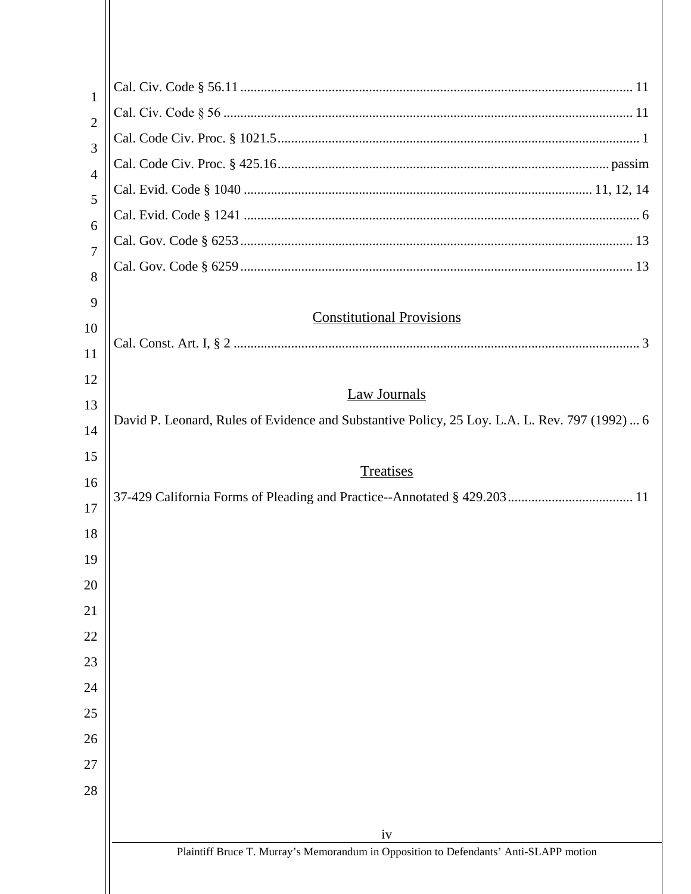Cal. Civ. Code § 56.11 .................................................................................................................. 11

Cal. Civ. Code § 56 ....................................................................................................................... 11

Cal. Code Civ. Proc. § 1021.5.......................................................................................................... 1

Cal. Code Civ. Proc. § 425.16................................................................................................. passim

Cal. Evid. Code § 1040 .................................................................................................... 11, 12, 14

Cal. Evid. Code § 1241 ................................................................................................................... 6

Cal. Gov. Code § 6253 .................................................................................................................. 13

Cal. Gov. Code § 6259 .................................................................................................................. 13

## Constitutional Provisions

Cal. Const. Art. I, § 2 ...................................................................................................................... 3

## Law Journals

David P. Leonard, Rules of Evidence and Substantive Policy, 25 Loy. L.A. L. Rev. 797 (1992) ... 6

## Treatises

37-429 California Forms of Pleading and Practice--Annotated § 429.203..................................... 11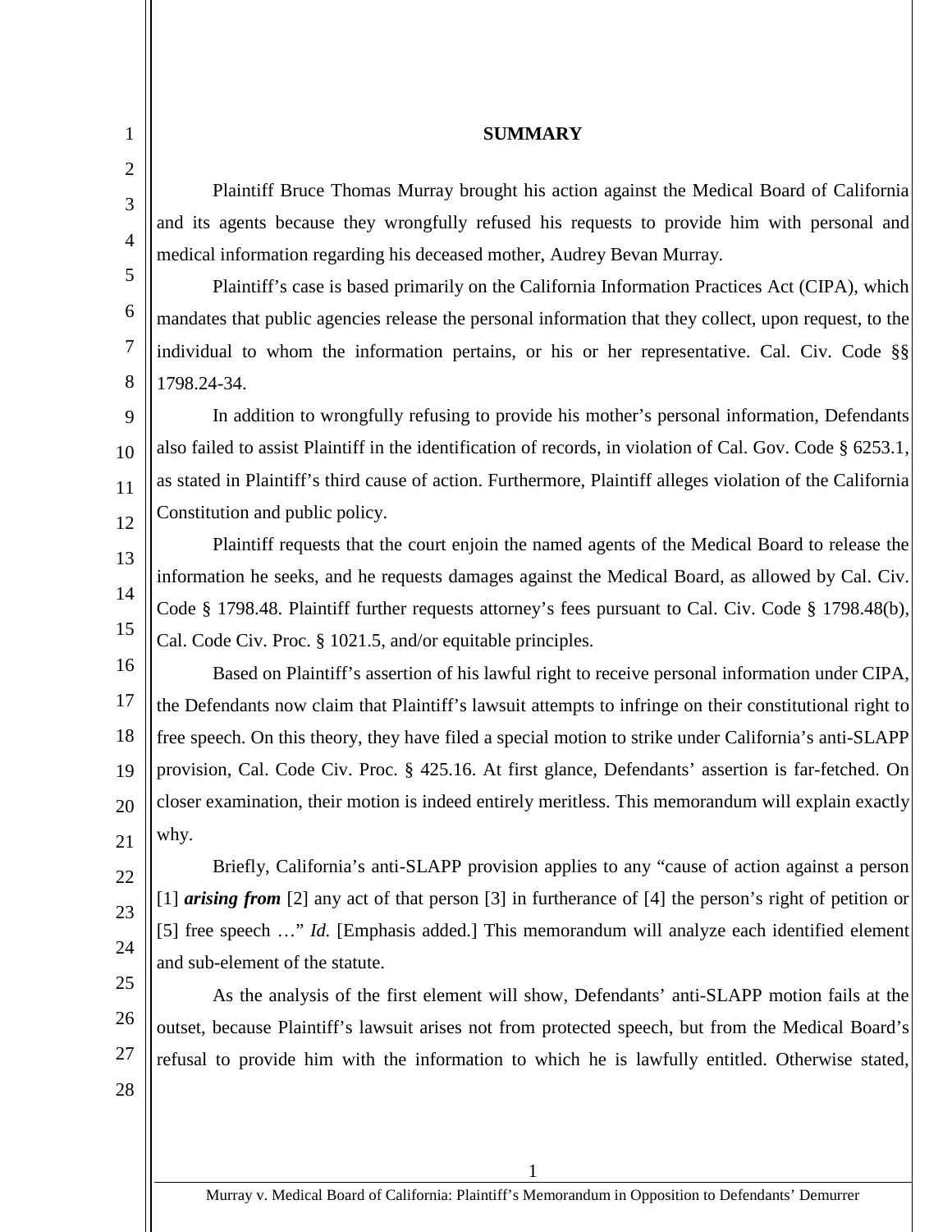## SUMMARY

Plaintiff Bruce Thomas Murray brought his action against the Medical Board of California and its agents because they wrongfully refused his requests to provide him with personal and medical information regarding his deceased mother, Audrey Bevan Murray.

Plaintiff's case is based primarily on the California Information Practices Act (CIPA), which mandates that public agencies release the personal information that they collect, upon request, to the individual to whom the information pertains, or his or her representative. Cal. Civ. Code §§ 1798.24-34.

In addition to wrongfully refusing to provide his mother's personal information, Defendants also failed to assist Plaintiff in the identification of records, in violation of Cal. Gov. Code § 6253.1, as stated in Plaintiff's third cause of action. Furthermore, Plaintiff alleges violation of the California Constitution and public policy.

Plaintiff requests that the court enjoin the named agents of the Medical Board to release the information he seeks, and he requests damages against the Medical Board, as allowed by Cal. Civ. Code § 1798.48. Plaintiff further requests attorney's fees pursuant to Cal. Civ. Code § 1798.48(b), Cal. Code Civ. Proc. § 1021.5, and/or equitable principles.

Based on Plaintiff's assertion of his lawful right to receive personal information under CIPA, the Defendants now claim that Plaintiff's lawsuit attempts to infringe on their constitutional right to free speech. On this theory, they have filed a special motion to strike under California's anti-SLAPP provision, Cal. Code Civ. Proc. § 425.16. At first glance, Defendants' assertion is far-fetched. On closer examination, their motion is indeed entirely meritless. This memorandum will explain exactly why.

Briefly, California's anti-SLAPP provision applies to any "cause of action against a person [1] ***arising from*** [2] any act of that person [3] in furtherance of [4] the person's right of petition or [5] free speech …" *Id.* [Emphasis added.] This memorandum will analyze each identified element and sub-element of the statute.

As the analysis of the first element will show, Defendants' anti-SLAPP motion fails at the outset, because Plaintiff's lawsuit arises not from protected speech, but from the Medical Board's refusal to provide him with the information to which he is lawfully entitled. Otherwise stated,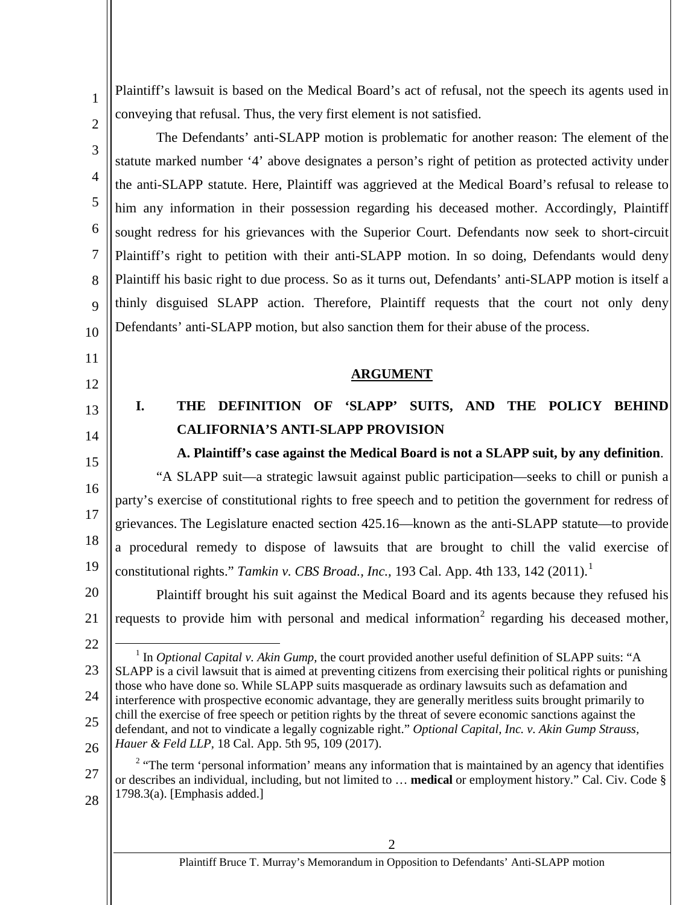Plaintiff's lawsuit is based on the Medical Board's act of refusal, not the speech its agents used in conveying that refusal. Thus, the very first element is not satisfied.

The Defendants' anti-SLAPP motion is problematic for another reason: The element of the statute marked number '4' above designates a person's right of petition as protected activity under the anti-SLAPP statute. Here, Plaintiff was aggrieved at the Medical Board's refusal to release to him any information in their possession regarding his deceased mother. Accordingly, Plaintiff sought redress for his grievances with the Superior Court. Defendants now seek to short-circuit Plaintiff's right to petition with their anti-SLAPP motion. In so doing, Defendants would deny Plaintiff his basic right to due process. So as it turns out, Defendants' anti-SLAPP motion is itself a thinly disguised SLAPP action. Therefore, Plaintiff requests that the court not only deny Defendants' anti-SLAPP motion, but also sanction them for their abuse of the process.

## ARGUMENT

### I. THE DEFINITION OF 'SLAPP' SUITS, AND THE POLICY BEHIND CALIFORNIA'S ANTI-SLAPP PROVISION

**A. Plaintiff's case against the Medical Board is not a SLAPP suit, by any definition**.

"A SLAPP suit—a strategic lawsuit against public participation—seeks to chill or punish a party's exercise of constitutional rights to free speech and to petition the government for redress of grievances. The Legislature enacted section 425.16—known as the anti-SLAPP statute—to provide a procedural remedy to dispose of lawsuits that are brought to chill the valid exercise of constitutional rights." *Tamkin v. CBS Broad., Inc.,* 193 Cal. App. 4th 133, 142 (2011).[1]

Plaintiff brought his suit against the Medical Board and its agents because they refused his requests to provide him with personal and medical information[2] regarding his deceased mother,

---

[1] In *Optional Capital v. Akin Gump,* the court provided another useful definition of SLAPP suits: "A SLAPP is a civil lawsuit that is aimed at preventing citizens from exercising their political rights or punishing those who have done so. While SLAPP suits masquerade as ordinary lawsuits such as defamation and interference with prospective economic advantage, they are generally meritless suits brought primarily to chill the exercise of free speech or petition rights by the threat of severe economic sanctions against the defendant, and not to vindicate a legally cognizable right." *Optional Capital, Inc. v. Akin Gump Strauss, Hauer & Feld LLP,* 18 Cal. App. 5th 95, 109 (2017).

[2] "The term 'personal information' means any information that is maintained by an agency that identifies or describes an individual, including, but not limited to … **medical** or employment history." Cal. Civ. Code § 1798.3(a). [Emphasis added.]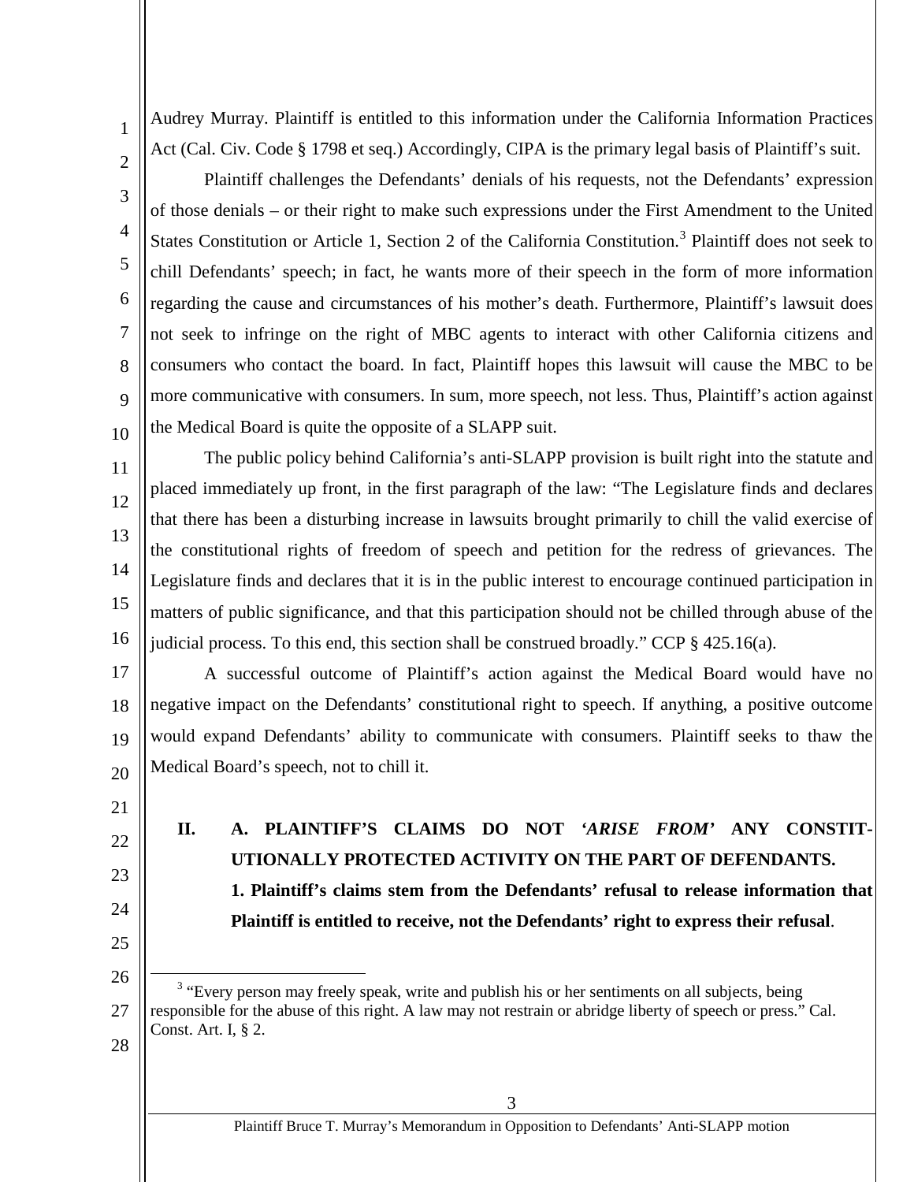Audrey Murray. Plaintiff is entitled to this information under the California Information Practices Act (Cal. Civ. Code § 1798 et seq.) Accordingly, CIPA is the primary legal basis of Plaintiff's suit.

Plaintiff challenges the Defendants' denials of his requests, not the Defendants' expression of those denials – or their right to make such expressions under the First Amendment to the United States Constitution or Article 1, Section 2 of the California Constitution.[3] Plaintiff does not seek to chill Defendants' speech; in fact, he wants more of their speech in the form of more information regarding the cause and circumstances of his mother's death. Furthermore, Plaintiff's lawsuit does not seek to infringe on the right of MBC agents to interact with other California citizens and consumers who contact the board. In fact, Plaintiff hopes this lawsuit will cause the MBC to be more communicative with consumers. In sum, more speech, not less. Thus, Plaintiff's action against the Medical Board is quite the opposite of a SLAPP suit.

The public policy behind California's anti-SLAPP provision is built right into the statute and placed immediately up front, in the first paragraph of the law: "The Legislature finds and declares that there has been a disturbing increase in lawsuits brought primarily to chill the valid exercise of the constitutional rights of freedom of speech and petition for the redress of grievances. The Legislature finds and declares that it is in the public interest to encourage continued participation in matters of public significance, and that this participation should not be chilled through abuse of the judicial process. To this end, this section shall be construed broadly." CCP § 425.16(a).

A successful outcome of Plaintiff's action against the Medical Board would have no negative impact on the Defendants' constitutional right to speech. If anything, a positive outcome would expand Defendants' ability to communicate with consumers. Plaintiff seeks to thaw the Medical Board's speech, not to chill it.

## II. A. PLAINTIFF'S CLAIMS DO NOT *'ARISE FROM'* ANY CONSTITUTIONALLY PROTECTED ACTIVITY ON THE PART OF DEFENDANTS.

### 1. Plaintiff's claims stem from the Defendants' refusal to release information that Plaintiff is entitled to receive, not the Defendants' right to express their refusal.

---

[3] "Every person may freely speak, write and publish his or her sentiments on all subjects, being responsible for the abuse of this right. A law may not restrain or abridge liberty of speech or press." Cal. Const. Art. I, § 2.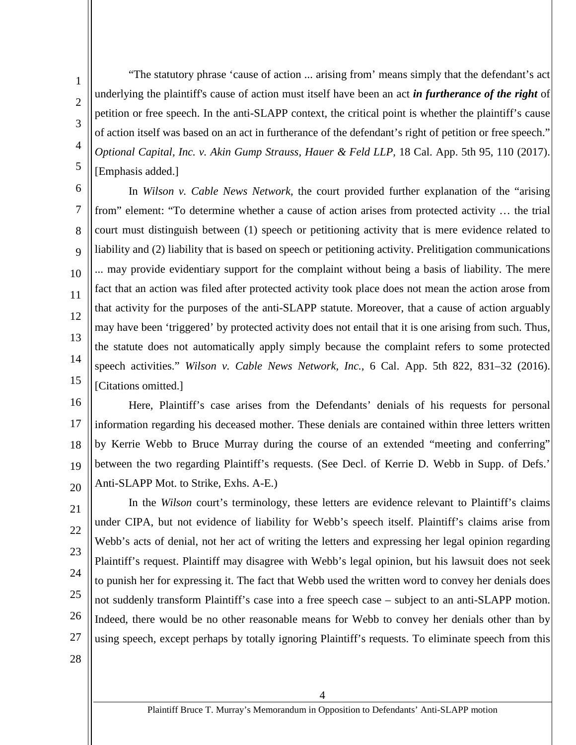"The statutory phrase 'cause of action ... arising from' means simply that the defendant's act underlying the plaintiff's cause of action must itself have been an act ***in furtherance of the right*** of petition or free speech. In the anti-SLAPP context, the critical point is whether the plaintiff's cause of action itself was based on an act in furtherance of the defendant's right of petition or free speech." *Optional Capital, Inc. v. Akin Gump Strauss, Hauer & Feld LLP*, 18 Cal. App. 5th 95, 110 (2017). [Emphasis added.]

In *Wilson v. Cable News Network,* the court provided further explanation of the "arising from" element: "To determine whether a cause of action arises from protected activity … the trial court must distinguish between (1) speech or petitioning activity that is mere evidence related to liability and (2) liability that is based on speech or petitioning activity. Prelitigation communications ... may provide evidentiary support for the complaint without being a basis of liability. The mere fact that an action was filed after protected activity took place does not mean the action arose from that activity for the purposes of the anti-SLAPP statute. Moreover, that a cause of action arguably may have been 'triggered' by protected activity does not entail that it is one arising from such. Thus, the statute does not automatically apply simply because the complaint refers to some protected speech activities." *Wilson v. Cable News Network, Inc.*, 6 Cal. App. 5th 822, 831–32 (2016). [Citations omitted.]

Here, Plaintiff's case arises from the Defendants' denials of his requests for personal information regarding his deceased mother. These denials are contained within three letters written by Kerrie Webb to Bruce Murray during the course of an extended "meeting and conferring" between the two regarding Plaintiff's requests. (See Decl. of Kerrie D. Webb in Supp. of Defs.' Anti-SLAPP Mot. to Strike, Exhs. A-E.)

In the *Wilson* court's terminology, these letters are evidence relevant to Plaintiff's claims under CIPA, but not evidence of liability for Webb's speech itself. Plaintiff's claims arise from Webb's acts of denial, not her act of writing the letters and expressing her legal opinion regarding Plaintiff's request. Plaintiff may disagree with Webb's legal opinion, but his lawsuit does not seek to punish her for expressing it. The fact that Webb used the written word to convey her denials does not suddenly transform Plaintiff's case into a free speech case – subject to an anti-SLAPP motion. Indeed, there would be no other reasonable means for Webb to convey her denials other than by using speech, except perhaps by totally ignoring Plaintiff's requests. To eliminate speech from this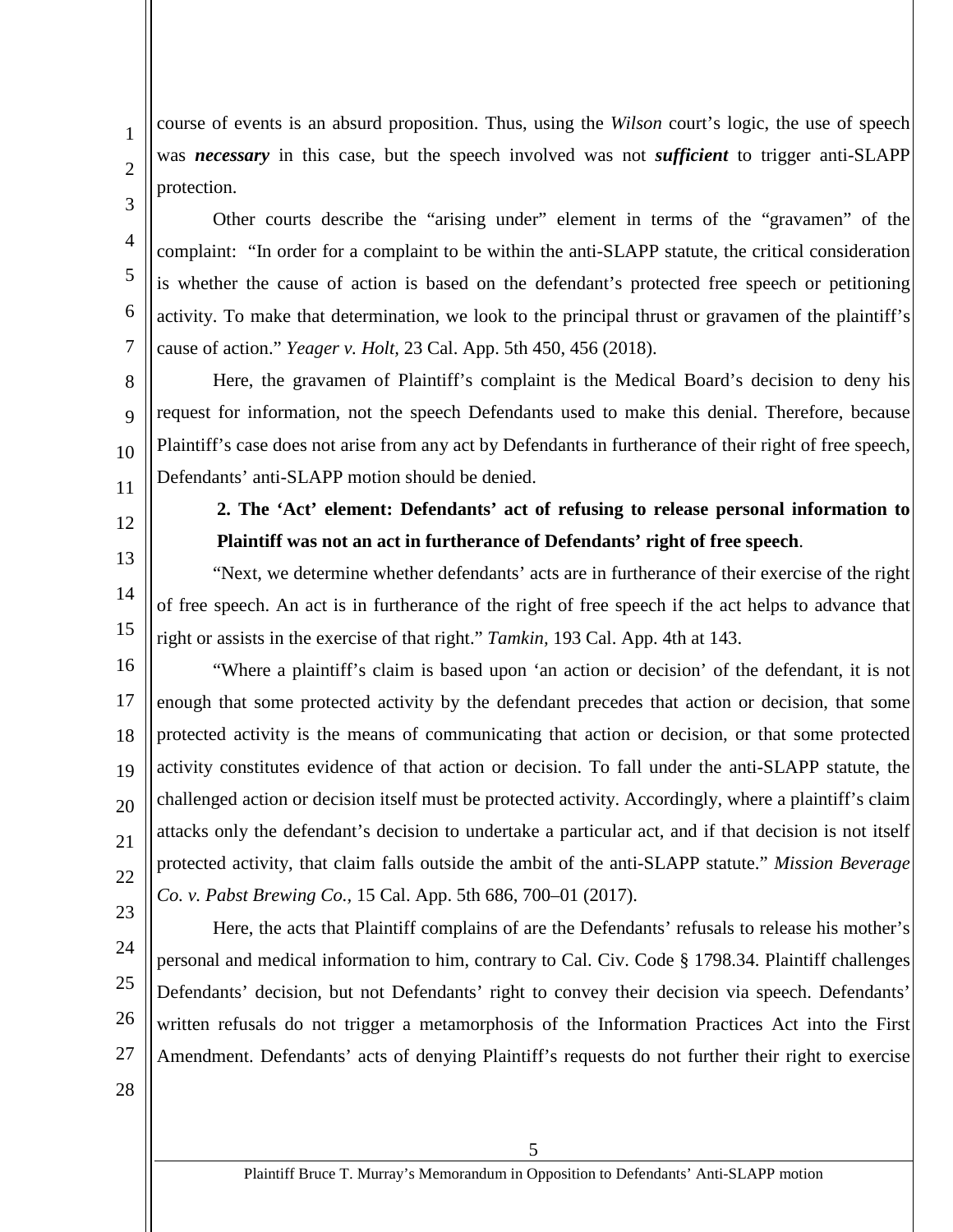course of events is an absurd proposition. Thus, using the *Wilson* court's logic, the use of speech was ***necessary*** in this case, but the speech involved was not ***sufficient*** to trigger anti-SLAPP protection.

Other courts describe the "arising under" element in terms of the "gravamen" of the complaint: "In order for a complaint to be within the anti-SLAPP statute, the critical consideration is whether the cause of action is based on the defendant's protected free speech or petitioning activity. To make that determination, we look to the principal thrust or gravamen of the plaintiff's cause of action." *Yeager v. Holt,* 23 Cal. App. 5th 450, 456 (2018).

Here, the gravamen of Plaintiff's complaint is the Medical Board's decision to deny his request for information, not the speech Defendants used to make this denial. Therefore, because Plaintiff's case does not arise from any act by Defendants in furtherance of their right of free speech, Defendants' anti-SLAPP motion should be denied.

**2. The 'Act' element: Defendants' act of refusing to release personal information to Plaintiff was not an act in furtherance of Defendants' right of free speech**.

"Next, we determine whether defendants' acts are in furtherance of their exercise of the right of free speech. An act is in furtherance of the right of free speech if the act helps to advance that right or assists in the exercise of that right." *Tamkin,* 193 Cal. App. 4th at 143.

"Where a plaintiff's claim is based upon 'an action or decision' of the defendant, it is not enough that some protected activity by the defendant precedes that action or decision, that some protected activity is the means of communicating that action or decision, or that some protected activity constitutes evidence of that action or decision. To fall under the anti-SLAPP statute, the challenged action or decision itself must be protected activity. Accordingly, where a plaintiff's claim attacks only the defendant's decision to undertake a particular act, and if that decision is not itself protected activity, that claim falls outside the ambit of the anti-SLAPP statute." *Mission Beverage Co. v. Pabst Brewing Co.,* 15 Cal. App. 5th 686, 700–01 (2017).

Here, the acts that Plaintiff complains of are the Defendants' refusals to release his mother's personal and medical information to him, contrary to Cal. Civ. Code § 1798.34. Plaintiff challenges Defendants' decision, but not Defendants' right to convey their decision via speech. Defendants' written refusals do not trigger a metamorphosis of the Information Practices Act into the First Amendment. Defendants' acts of denying Plaintiff's requests do not further their right to exercise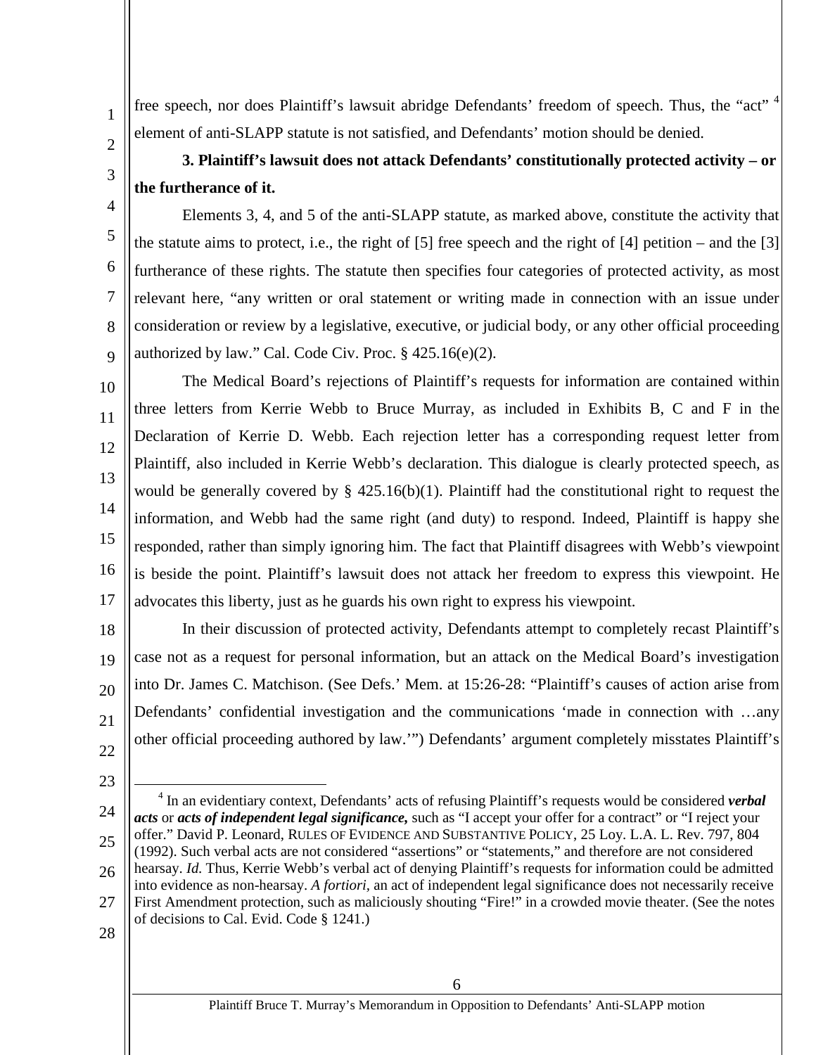free speech, nor does Plaintiff's lawsuit abridge Defendants' freedom of speech. Thus, the "act" [4] element of anti-SLAPP statute is not satisfied, and Defendants' motion should be denied.

**3. Plaintiff's lawsuit does not attack Defendants' constitutionally protected activity – or the furtherance of it.**

Elements 3, 4, and 5 of the anti-SLAPP statute, as marked above, constitute the activity that the statute aims to protect, i.e., the right of [5] free speech and the right of [4] petition – and the [3] furtherance of these rights. The statute then specifies four categories of protected activity, as most relevant here, "any written or oral statement or writing made in connection with an issue under consideration or review by a legislative, executive, or judicial body, or any other official proceeding authorized by law." Cal. Code Civ. Proc. § 425.16(e)(2).

The Medical Board's rejections of Plaintiff's requests for information are contained within three letters from Kerrie Webb to Bruce Murray, as included in Exhibits B, C and F in the Declaration of Kerrie D. Webb. Each rejection letter has a corresponding request letter from Plaintiff, also included in Kerrie Webb's declaration. This dialogue is clearly protected speech, as would be generally covered by § 425.16(b)(1). Plaintiff had the constitutional right to request the information, and Webb had the same right (and duty) to respond. Indeed, Plaintiff is happy she responded, rather than simply ignoring him. The fact that Plaintiff disagrees with Webb's viewpoint is beside the point. Plaintiff's lawsuit does not attack her freedom to express this viewpoint. He advocates this liberty, just as he guards his own right to express his viewpoint.

In their discussion of protected activity, Defendants attempt to completely recast Plaintiff's case not as a request for personal information, but an attack on the Medical Board's investigation into Dr. James C. Matchison. (See Defs.' Mem. at 15:26-28: "Plaintiff's causes of action arise from Defendants' confidential investigation and the communications 'made in connection with …any other official proceeding authored by law.'") Defendants' argument completely misstates Plaintiff's

---

[4] In an evidentiary context, Defendants' acts of refusing Plaintiff's requests would be considered ***verbal acts*** or ***acts of independent legal significance,*** such as "I accept your offer for a contract" or "I reject your offer." David P. Leonard, RULES OF EVIDENCE AND SUBSTANTIVE POLICY, 25 Loy. L.A. L. Rev. 797, 804 (1992). Such verbal acts are not considered "assertions" or "statements," and therefore are not considered hearsay. *Id.* Thus, Kerrie Webb's verbal act of denying Plaintiff's requests for information could be admitted into evidence as non-hearsay. *A fortiori,* an act of independent legal significance does not necessarily receive First Amendment protection, such as maliciously shouting "Fire!" in a crowded movie theater. (See the notes of decisions to Cal. Evid. Code § 1241.)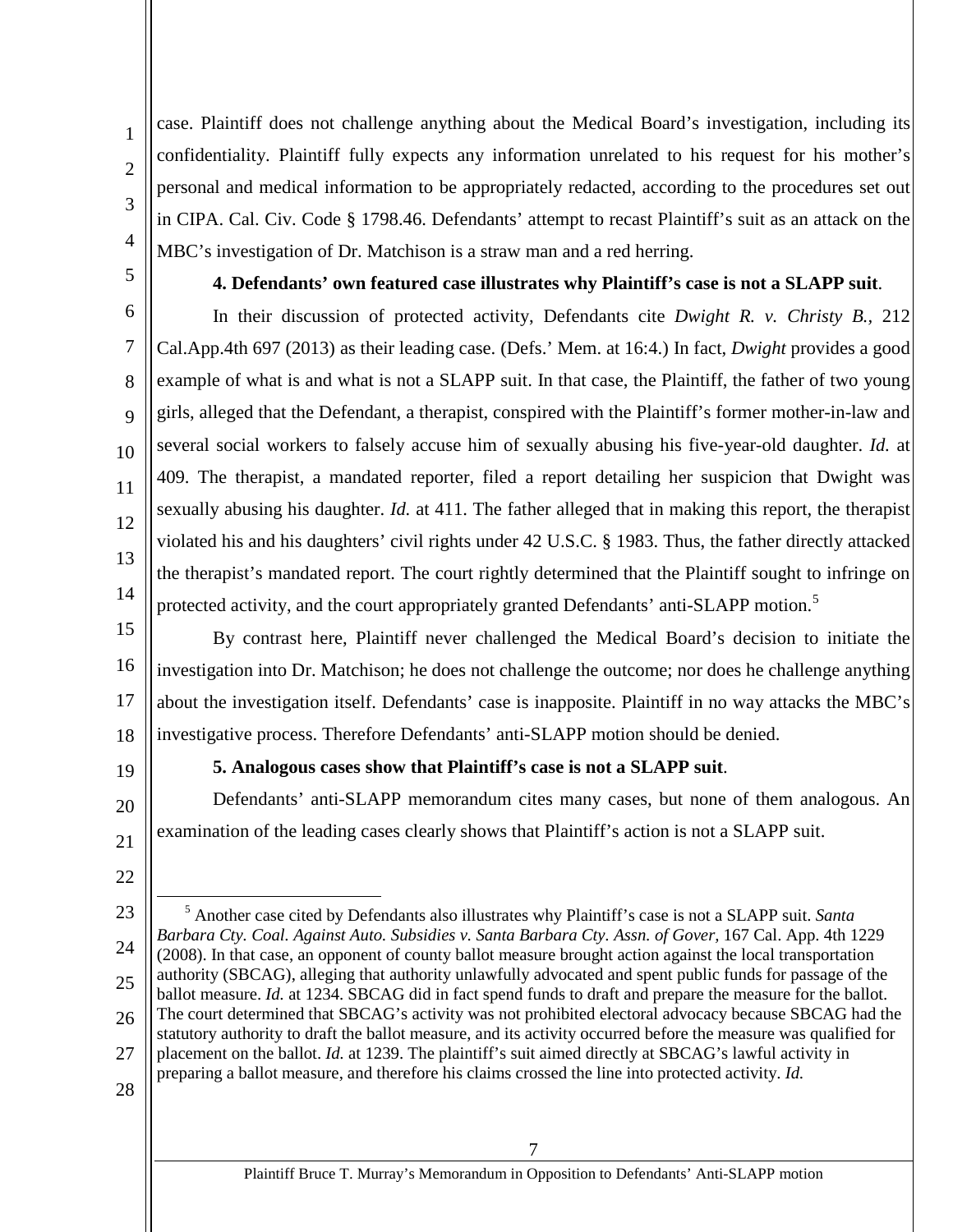case. Plaintiff does not challenge anything about the Medical Board's investigation, including its confidentiality. Plaintiff fully expects any information unrelated to his request for his mother's personal and medical information to be appropriately redacted, according to the procedures set out in CIPA. Cal. Civ. Code § 1798.46. Defendants' attempt to recast Plaintiff's suit as an attack on the MBC's investigation of Dr. Matchison is a straw man and a red herring.

**4. Defendants' own featured case illustrates why Plaintiff's case is not a SLAPP suit**.

In their discussion of protected activity, Defendants cite *Dwight R. v. Christy B.,* 212 Cal.App.4th 697 (2013) as their leading case. (Defs.' Mem. at 16:4.) In fact, *Dwight* provides a good example of what is and what is not a SLAPP suit. In that case, the Plaintiff, the father of two young girls, alleged that the Defendant, a therapist, conspired with the Plaintiff's former mother-in-law and several social workers to falsely accuse him of sexually abusing his five-year-old daughter. *Id.* at 409. The therapist, a mandated reporter, filed a report detailing her suspicion that Dwight was sexually abusing his daughter. *Id.* at 411. The father alleged that in making this report, the therapist violated his and his daughters' civil rights under 42 U.S.C. § 1983. Thus, the father directly attacked the therapist's mandated report. The court rightly determined that the Plaintiff sought to infringe on protected activity, and the court appropriately granted Defendants' anti-SLAPP motion.[5]

By contrast here, Plaintiff never challenged the Medical Board's decision to initiate the investigation into Dr. Matchison; he does not challenge the outcome; nor does he challenge anything about the investigation itself. Defendants' case is inapposite. Plaintiff in no way attacks the MBC's investigative process. Therefore Defendants' anti-SLAPP motion should be denied.

**5. Analogous cases show that Plaintiff's case is not a SLAPP suit**.

Defendants' anti-SLAPP memorandum cites many cases, but none of them analogous. An examination of the leading cases clearly shows that Plaintiff's action is not a SLAPP suit.

---

[5] Another case cited by Defendants also illustrates why Plaintiff's case is not a SLAPP suit. *Santa Barbara Cty. Coal. Against Auto. Subsidies v. Santa Barbara Cty. Assn. of Gover,* 167 Cal. App. 4th 1229 (2008). In that case, an opponent of county ballot measure brought action against the local transportation authority (SBCAG), alleging that authority unlawfully advocated and spent public funds for passage of the ballot measure. *Id.* at 1234. SBCAG did in fact spend funds to draft and prepare the measure for the ballot. The court determined that SBCAG's activity was not prohibited electoral advocacy because SBCAG had the statutory authority to draft the ballot measure, and its activity occurred before the measure was qualified for placement on the ballot. *Id.* at 1239. The plaintiff's suit aimed directly at SBCAG's lawful activity in preparing a ballot measure, and therefore his claims crossed the line into protected activity. *Id.*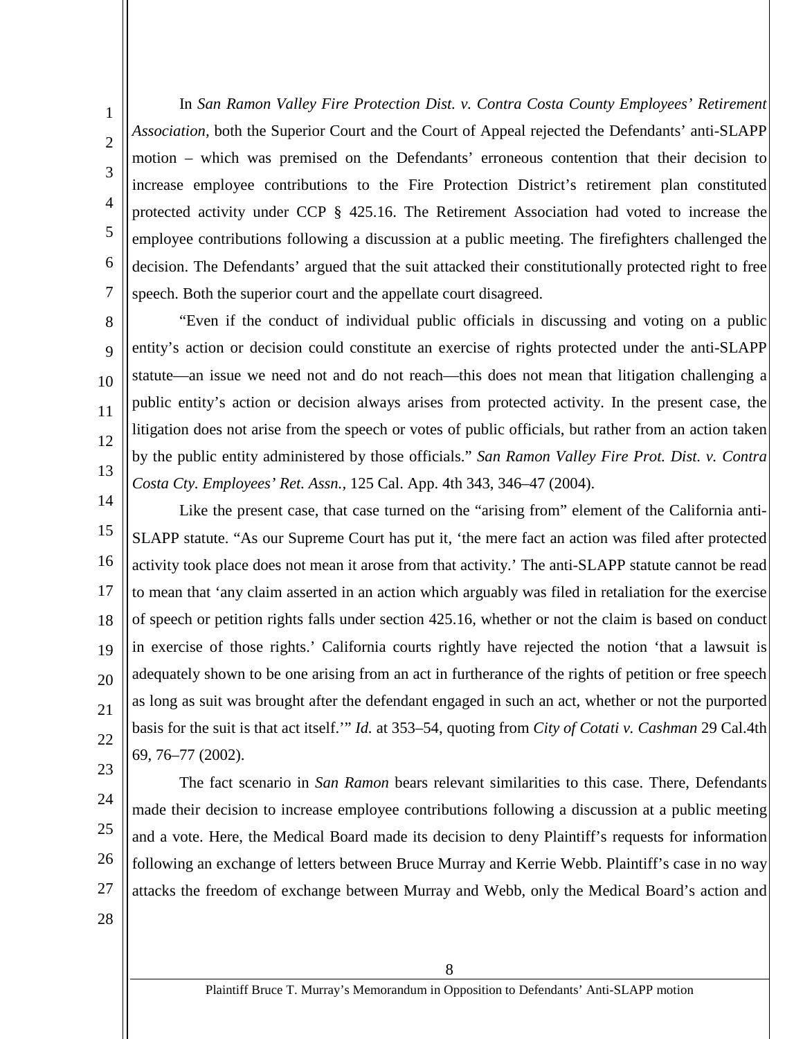In *San Ramon Valley Fire Protection Dist. v. Contra Costa County Employees' Retirement Association,* both the Superior Court and the Court of Appeal rejected the Defendants' anti-SLAPP motion – which was premised on the Defendants' erroneous contention that their decision to increase employee contributions to the Fire Protection District's retirement plan constituted protected activity under CCP § 425.16. The Retirement Association had voted to increase the employee contributions following a discussion at a public meeting. The firefighters challenged the decision. The Defendants' argued that the suit attacked their constitutionally protected right to free speech. Both the superior court and the appellate court disagreed.

"Even if the conduct of individual public officials in discussing and voting on a public entity's action or decision could constitute an exercise of rights protected under the anti-SLAPP statute—an issue we need not and do not reach—this does not mean that litigation challenging a public entity's action or decision always arises from protected activity. In the present case, the litigation does not arise from the speech or votes of public officials, but rather from an action taken by the public entity administered by those officials." *San Ramon Valley Fire Prot. Dist. v. Contra Costa Cty. Employees' Ret. Assn.,* 125 Cal. App. 4th 343, 346–47 (2004).

Like the present case, that case turned on the "arising from" element of the California anti-SLAPP statute. "As our Supreme Court has put it, 'the mere fact an action was filed after protected activity took place does not mean it arose from that activity.' The anti-SLAPP statute cannot be read to mean that 'any claim asserted in an action which arguably was filed in retaliation for the exercise of speech or petition rights falls under section 425.16, whether or not the claim is based on conduct in exercise of those rights.' California courts rightly have rejected the notion 'that a lawsuit is adequately shown to be one arising from an act in furtherance of the rights of petition or free speech as long as suit was brought after the defendant engaged in such an act, whether or not the purported basis for the suit is that act itself.'" *Id.* at 353–54, quoting from *City of Cotati v. Cashman* 29 Cal.4th 69, 76–77 (2002).

The fact scenario in *San Ramon* bears relevant similarities to this case. There, Defendants made their decision to increase employee contributions following a discussion at a public meeting and a vote. Here, the Medical Board made its decision to deny Plaintiff's requests for information following an exchange of letters between Bruce Murray and Kerrie Webb. Plaintiff's case in no way attacks the freedom of exchange between Murray and Webb, only the Medical Board's action and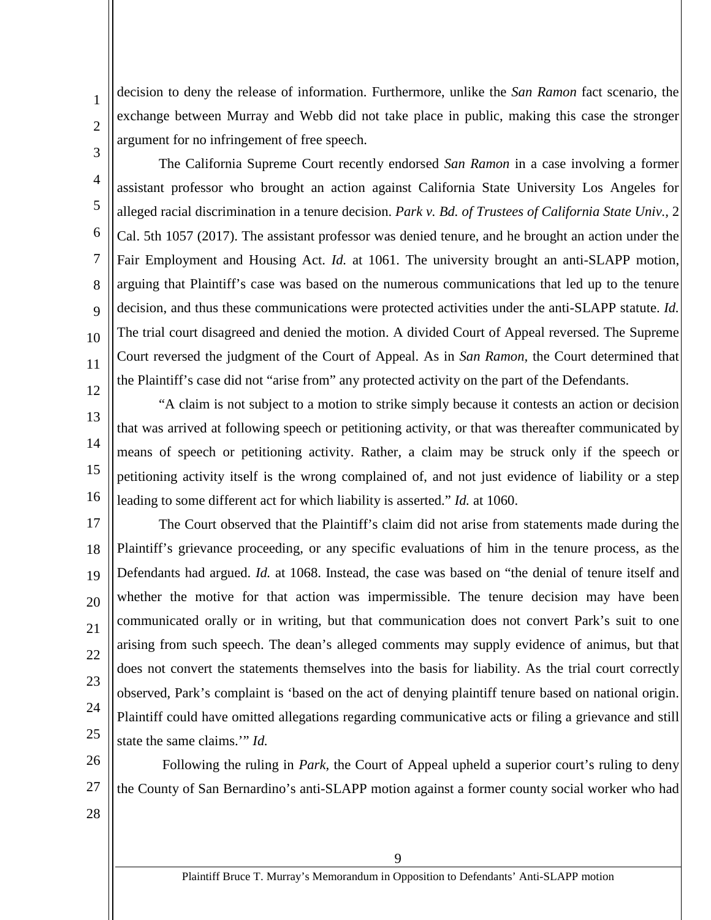decision to deny the release of information. Furthermore, unlike the *San Ramon* fact scenario, the exchange between Murray and Webb did not take place in public, making this case the stronger argument for no infringement of free speech.

The California Supreme Court recently endorsed *San Ramon* in a case involving a former assistant professor who brought an action against California State University Los Angeles for alleged racial discrimination in a tenure decision. *Park v. Bd. of Trustees of California State Univ.*, 2 Cal. 5th 1057 (2017). The assistant professor was denied tenure, and he brought an action under the Fair Employment and Housing Act. *Id.* at 1061. The university brought an anti-SLAPP motion, arguing that Plaintiff's case was based on the numerous communications that led up to the tenure decision, and thus these communications were protected activities under the anti-SLAPP statute. *Id.* The trial court disagreed and denied the motion. A divided Court of Appeal reversed. The Supreme Court reversed the judgment of the Court of Appeal. As in *San Ramon*, the Court determined that the Plaintiff's case did not "arise from" any protected activity on the part of the Defendants.

"A claim is not subject to a motion to strike simply because it contests an action or decision that was arrived at following speech or petitioning activity, or that was thereafter communicated by means of speech or petitioning activity. Rather, a claim may be struck only if the speech or petitioning activity itself is the wrong complained of, and not just evidence of liability or a step leading to some different act for which liability is asserted." *Id.* at 1060.

The Court observed that the Plaintiff's claim did not arise from statements made during the Plaintiff's grievance proceeding, or any specific evaluations of him in the tenure process, as the Defendants had argued. *Id.* at 1068. Instead, the case was based on "the denial of tenure itself and whether the motive for that action was impermissible. The tenure decision may have been communicated orally or in writing, but that communication does not convert Park's suit to one arising from such speech. The dean's alleged comments may supply evidence of animus, but that does not convert the statements themselves into the basis for liability. As the trial court correctly observed, Park's complaint is 'based on the act of denying plaintiff tenure based on national origin. Plaintiff could have omitted allegations regarding communicative acts or filing a grievance and still state the same claims.'" *Id.*

Following the ruling in *Park*, the Court of Appeal upheld a superior court's ruling to deny the County of San Bernardino's anti-SLAPP motion against a former county social worker who had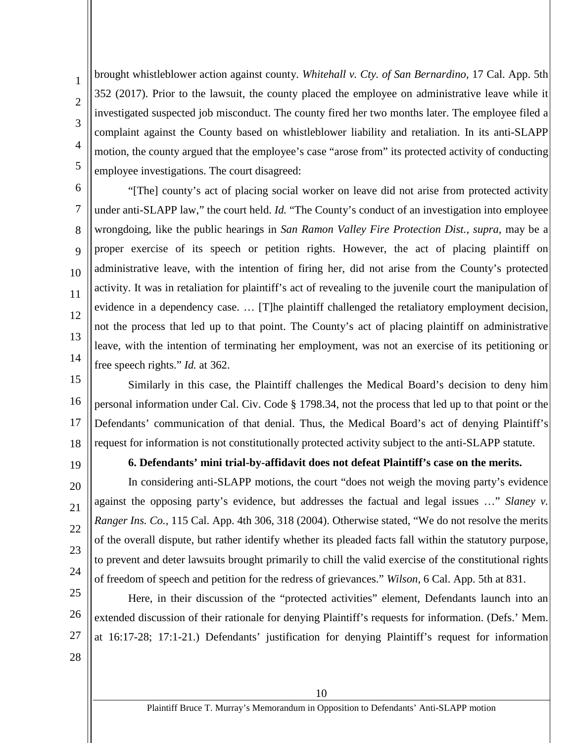brought whistleblower action against county. *Whitehall v. Cty. of San Bernardino,* 17 Cal. App. 5th 352 (2017). Prior to the lawsuit, the county placed the employee on administrative leave while it investigated suspected job misconduct. The county fired her two months later. The employee filed a complaint against the County based on whistleblower liability and retaliation. In its anti-SLAPP motion, the county argued that the employee's case "arose from" its protected activity of conducting employee investigations. The court disagreed:

"[The] county's act of placing social worker on leave did not arise from protected activity under anti-SLAPP law," the court held. *Id.* "The County's conduct of an investigation into employee wrongdoing, like the public hearings in *San Ramon Valley Fire Protection Dist.*, *supra*, may be a proper exercise of its speech or petition rights. However, the act of placing plaintiff on administrative leave, with the intention of firing her, did not arise from the County's protected activity. It was in retaliation for plaintiff's act of revealing to the juvenile court the manipulation of evidence in a dependency case. … [T]he plaintiff challenged the retaliatory employment decision, not the process that led up to that point. The County's act of placing plaintiff on administrative leave, with the intention of terminating her employment, was not an exercise of its petitioning or free speech rights." *Id.* at 362.

Similarly in this case, the Plaintiff challenges the Medical Board's decision to deny him personal information under Cal. Civ. Code § 1798.34, not the process that led up to that point or the Defendants' communication of that denial. Thus, the Medical Board's act of denying Plaintiff's request for information is not constitutionally protected activity subject to the anti-SLAPP statute.

**6. Defendants' mini trial-by-affidavit does not defeat Plaintiff's case on the merits.**

In considering anti-SLAPP motions, the court "does not weigh the moving party's evidence against the opposing party's evidence, but addresses the factual and legal issues …" *Slaney v. Ranger Ins. Co.*, 115 Cal. App. 4th 306, 318 (2004). Otherwise stated, "We do not resolve the merits of the overall dispute, but rather identify whether its pleaded facts fall within the statutory purpose, to prevent and deter lawsuits brought primarily to chill the valid exercise of the constitutional rights of freedom of speech and petition for the redress of grievances." *Wilson,* 6 Cal. App. 5th at 831.

Here, in their discussion of the "protected activities" element, Defendants launch into an extended discussion of their rationale for denying Plaintiff's requests for information. (Defs.' Mem. at 16:17-28; 17:1-21.) Defendants' justification for denying Plaintiff's request for information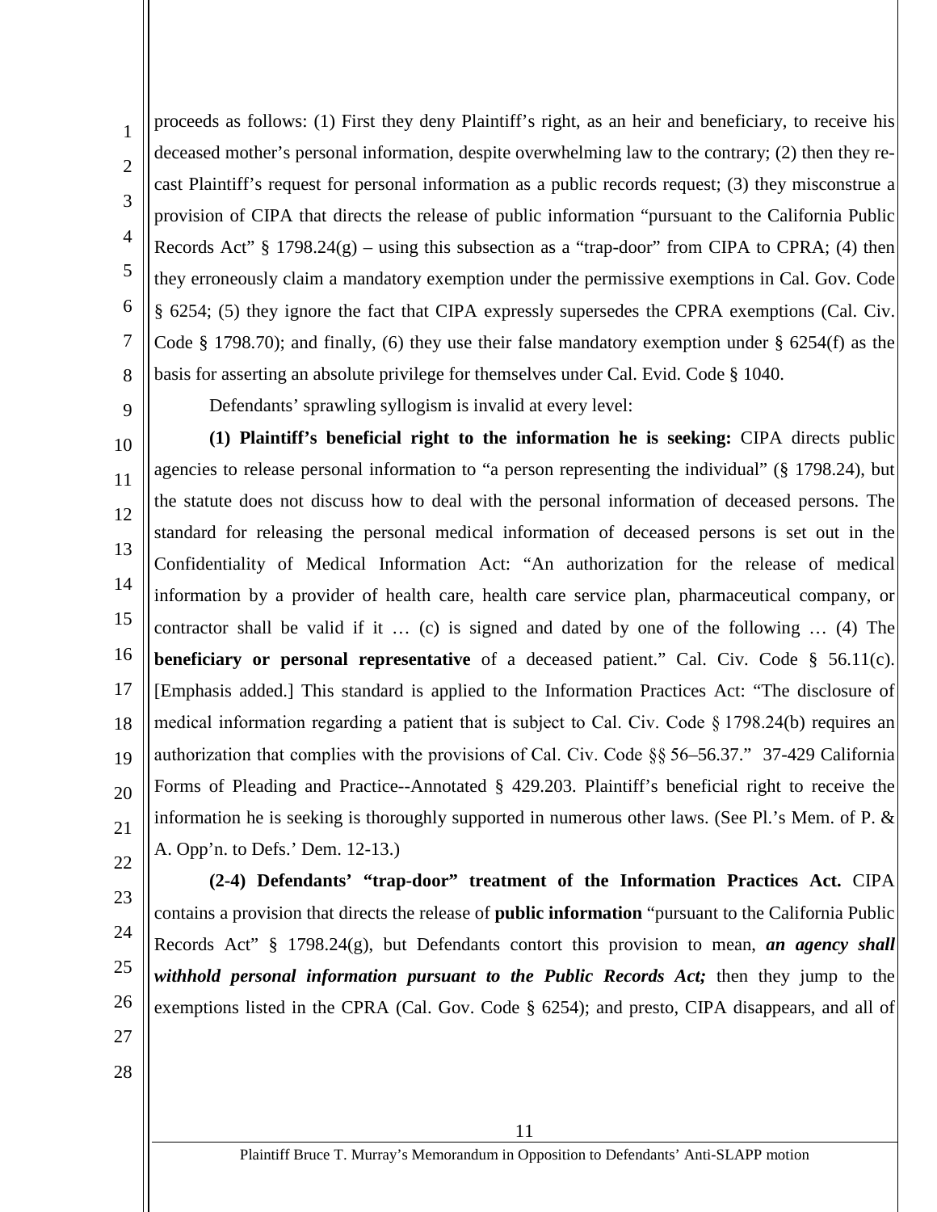proceeds as follows: (1) First they deny Plaintiff's right, as an heir and beneficiary, to receive his deceased mother's personal information, despite overwhelming law to the contrary; (2) then they re-cast Plaintiff's request for personal information as a public records request; (3) they misconstrue a provision of CIPA that directs the release of public information "pursuant to the California Public Records Act" § 1798.24(g) – using this subsection as a "trap-door" from CIPA to CPRA; (4) then they erroneously claim a mandatory exemption under the permissive exemptions in Cal. Gov. Code § 6254; (5) they ignore the fact that CIPA expressly supersedes the CPRA exemptions (Cal. Civ. Code § 1798.70); and finally, (6) they use their false mandatory exemption under § 6254(f) as the basis for asserting an absolute privilege for themselves under Cal. Evid. Code § 1040.

Defendants' sprawling syllogism is invalid at every level:

**(1) Plaintiff's beneficial right to the information he is seeking:** CIPA directs public agencies to release personal information to "a person representing the individual" (§ 1798.24), but the statute does not discuss how to deal with the personal information of deceased persons. The standard for releasing the personal medical information of deceased persons is set out in the Confidentiality of Medical Information Act: "An authorization for the release of medical information by a provider of health care, health care service plan, pharmaceutical company, or contractor shall be valid if it … (c) is signed and dated by one of the following … (4) The **beneficiary or personal representative** of a deceased patient." Cal. Civ. Code § 56.11(c). [Emphasis added.] This standard is applied to the Information Practices Act: "The disclosure of medical information regarding a patient that is subject to Cal. Civ. Code § 1798.24(b) requires an authorization that complies with the provisions of Cal. Civ. Code §§ 56–56.37." 37-429 California Forms of Pleading and Practice--Annotated § 429.203. Plaintiff's beneficial right to receive the information he is seeking is thoroughly supported in numerous other laws. (See Pl.'s Mem. of P. & A. Opp'n. to Defs.' Dem. 12-13.)

**(2-4) Defendants' "trap-door" treatment of the Information Practices Act.** CIPA contains a provision that directs the release of **public information** "pursuant to the California Public Records Act" § 1798.24(g), but Defendants contort this provision to mean, ***an agency shall withhold personal information pursuant to the Public Records Act;*** then they jump to the exemptions listed in the CPRA (Cal. Gov. Code § 6254); and presto, CIPA disappears, and all of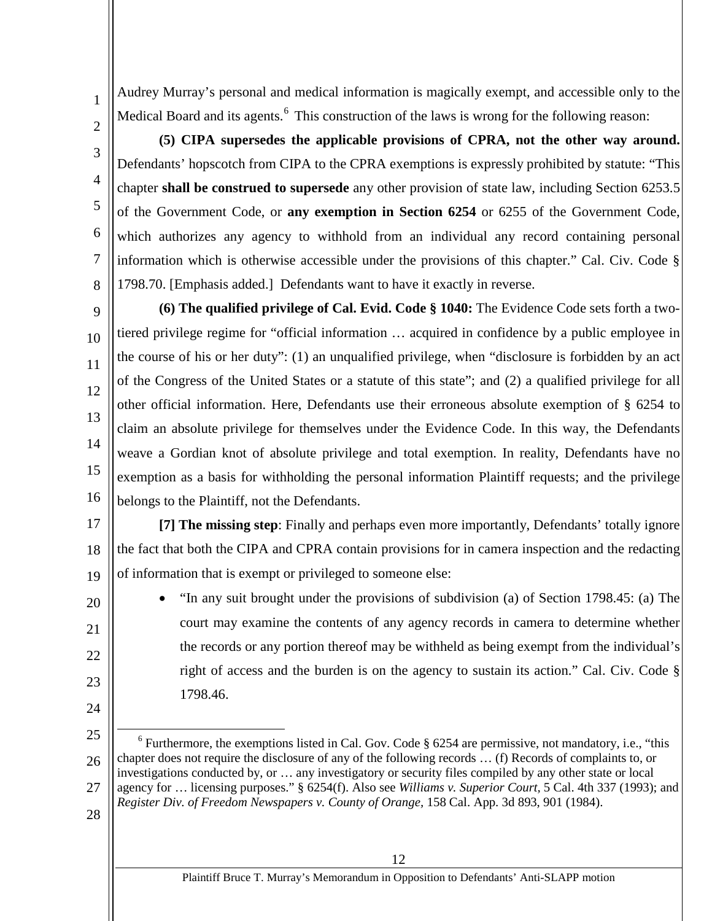Audrey Murray's personal and medical information is magically exempt, and accessible only to the Medical Board and its agents.[6] This construction of the laws is wrong for the following reason:

**(5) CIPA supersedes the applicable provisions of CPRA, not the other way around.** Defendants' hopscotch from CIPA to the CPRA exemptions is expressly prohibited by statute: "This chapter **shall be construed to supersede** any other provision of state law, including Section 6253.5 of the Government Code, or **any exemption in Section 6254** or 6255 of the Government Code, which authorizes any agency to withhold from an individual any record containing personal information which is otherwise accessible under the provisions of this chapter." Cal. Civ. Code § 1798.70. [Emphasis added.] Defendants want to have it exactly in reverse.

**(6) The qualified privilege of Cal. Evid. Code § 1040:** The Evidence Code sets forth a two-tiered privilege regime for "official information … acquired in confidence by a public employee in the course of his or her duty": (1) an unqualified privilege, when "disclosure is forbidden by an act of the Congress of the United States or a statute of this state"; and (2) a qualified privilege for all other official information. Here, Defendants use their erroneous absolute exemption of § 6254 to claim an absolute privilege for themselves under the Evidence Code. In this way, the Defendants weave a Gordian knot of absolute privilege and total exemption. In reality, Defendants have no exemption as a basis for withholding the personal information Plaintiff requests; and the privilege belongs to the Plaintiff, not the Defendants.

**[7] The missing step**: Finally and perhaps even more importantly, Defendants' totally ignore the fact that both the CIPA and CPRA contain provisions for in camera inspection and the redacting of information that is exempt or privileged to someone else:

- "In any suit brought under the provisions of subdivision (a) of Section 1798.45: (a) The court may examine the contents of any agency records in camera to determine whether the records or any portion thereof may be withheld as being exempt from the individual's right of access and the burden is on the agency to sustain its action." Cal. Civ. Code § 1798.46.

---

[6] Furthermore, the exemptions listed in Cal. Gov. Code § 6254 are permissive, not mandatory, i.e., "this chapter does not require the disclosure of any of the following records … (f) Records of complaints to, or investigations conducted by, or … any investigatory or security files compiled by any other state or local agency for … licensing purposes." § 6254(f). Also see *Williams v. Superior Court*, 5 Cal. 4th 337 (1993); and *Register Div. of Freedom Newspapers v. County of Orange*, 158 Cal. App. 3d 893, 901 (1984).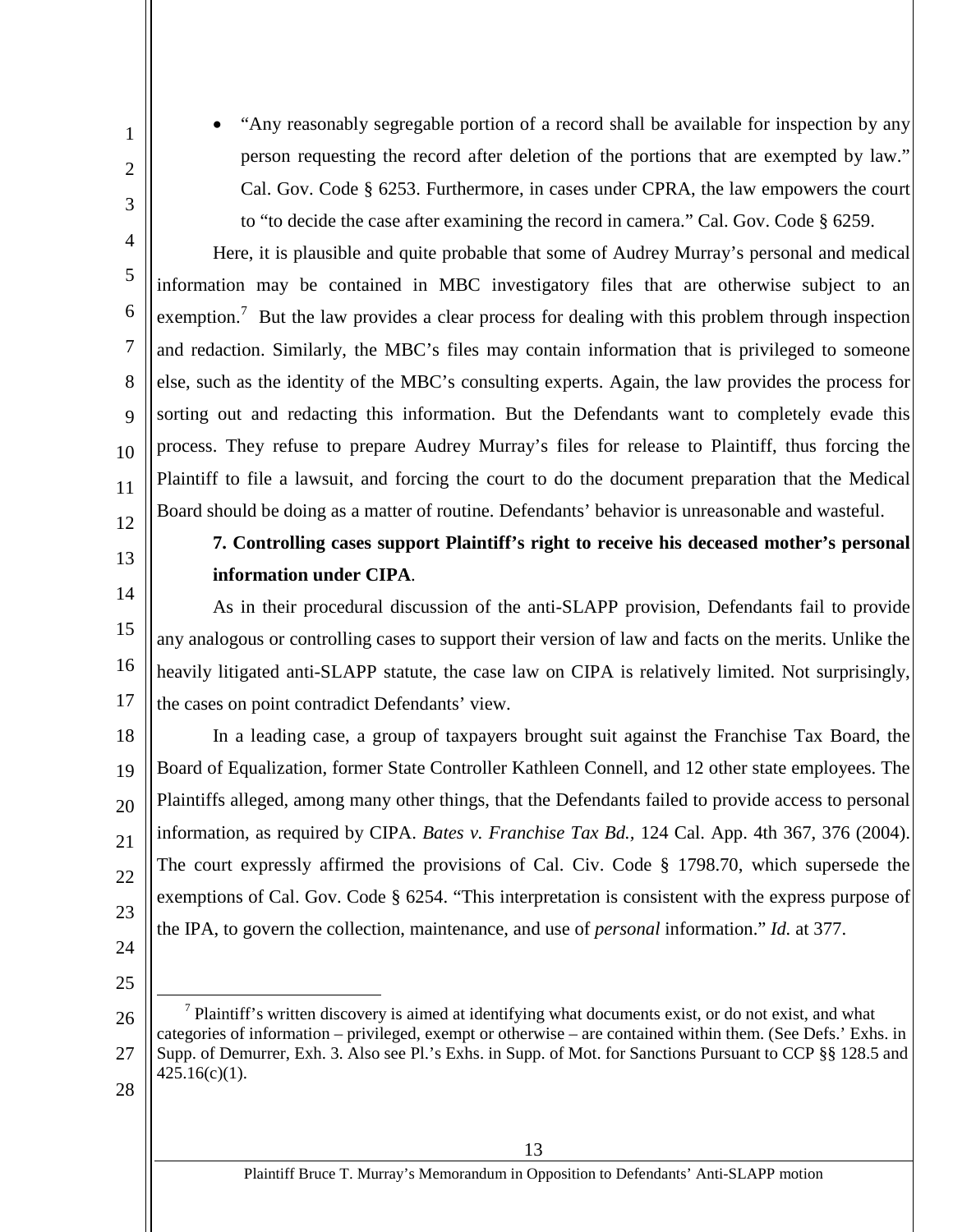- "Any reasonably segregable portion of a record shall be available for inspection by any person requesting the record after deletion of the portions that are exempted by law." Cal. Gov. Code § 6253. Furthermore, in cases under CPRA, the law empowers the court to "to decide the case after examining the record in camera." Cal. Gov. Code § 6259.

Here, it is plausible and quite probable that some of Audrey Murray's personal and medical information may be contained in MBC investigatory files that are otherwise subject to an exemption.[7] But the law provides a clear process for dealing with this problem through inspection and redaction. Similarly, the MBC's files may contain information that is privileged to someone else, such as the identity of the MBC's consulting experts. Again, the law provides the process for sorting out and redacting this information. But the Defendants want to completely evade this process. They refuse to prepare Audrey Murray's files for release to Plaintiff, thus forcing the Plaintiff to file a lawsuit, and forcing the court to do the document preparation that the Medical Board should be doing as a matter of routine. Defendants' behavior is unreasonable and wasteful.

**7. Controlling cases support Plaintiff's right to receive his deceased mother's personal information under CIPA**.

As in their procedural discussion of the anti-SLAPP provision, Defendants fail to provide any analogous or controlling cases to support their version of law and facts on the merits. Unlike the heavily litigated anti-SLAPP statute, the case law on CIPA is relatively limited. Not surprisingly, the cases on point contradict Defendants' view.

In a leading case, a group of taxpayers brought suit against the Franchise Tax Board, the Board of Equalization, former State Controller Kathleen Connell, and 12 other state employees. The Plaintiffs alleged, among many other things, that the Defendants failed to provide access to personal information, as required by CIPA. *Bates v. Franchise Tax Bd.*, 124 Cal. App. 4th 367, 376 (2004). The court expressly affirmed the provisions of Cal. Civ. Code § 1798.70, which supersede the exemptions of Cal. Gov. Code § 6254. "This interpretation is consistent with the express purpose of the IPA, to govern the collection, maintenance, and use of *personal* information." *Id.* at 377.

---

[7] Plaintiff's written discovery is aimed at identifying what documents exist, or do not exist, and what categories of information – privileged, exempt or otherwise – are contained within them. (See Defs.' Exhs. in Supp. of Demurrer, Exh. 3. Also see Pl.'s Exhs. in Supp. of Mot. for Sanctions Pursuant to CCP §§ 128.5 and 425.16(c)(1).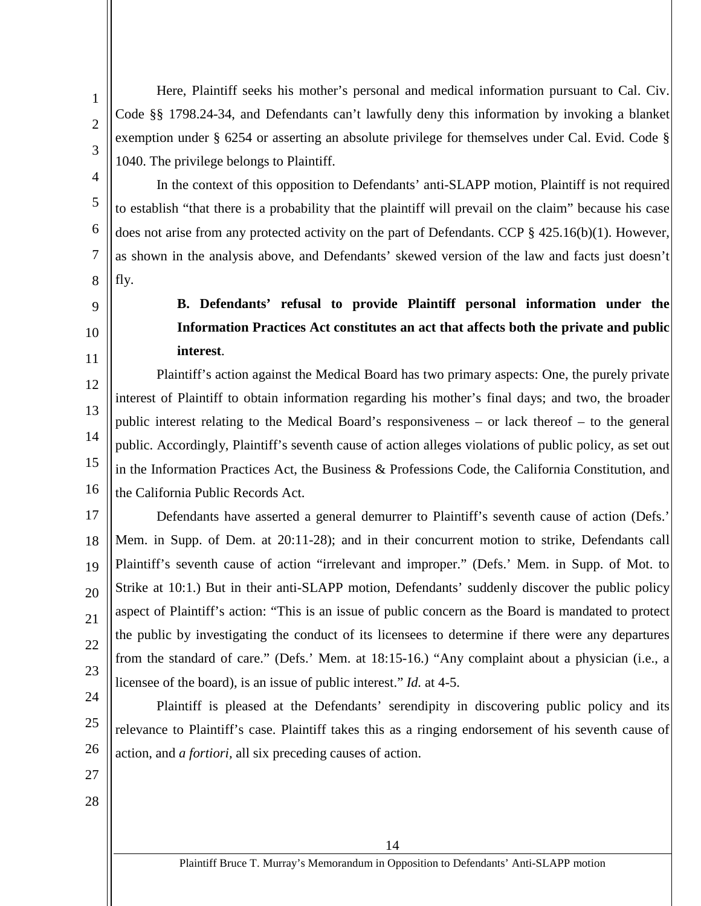Here, Plaintiff seeks his mother's personal and medical information pursuant to Cal. Civ. Code §§ 1798.24-34, and Defendants can't lawfully deny this information by invoking a blanket exemption under § 6254 or asserting an absolute privilege for themselves under Cal. Evid. Code § 1040. The privilege belongs to Plaintiff.

In the context of this opposition to Defendants' anti-SLAPP motion, Plaintiff is not required to establish "that there is a probability that the plaintiff will prevail on the claim" because his case does not arise from any protected activity on the part of Defendants. CCP § 425.16(b)(1). However, as shown in the analysis above, and Defendants' skewed version of the law and facts just doesn't fly.

**B. Defendants' refusal to provide Plaintiff personal information under the Information Practices Act constitutes an act that affects both the private and public interest**.

Plaintiff's action against the Medical Board has two primary aspects: One, the purely private interest of Plaintiff to obtain information regarding his mother's final days; and two, the broader public interest relating to the Medical Board's responsiveness – or lack thereof – to the general public. Accordingly, Plaintiff's seventh cause of action alleges violations of public policy, as set out in the Information Practices Act, the Business & Professions Code, the California Constitution, and the California Public Records Act.

Defendants have asserted a general demurrer to Plaintiff's seventh cause of action (Defs.' Mem. in Supp. of Dem. at 20:11-28); and in their concurrent motion to strike, Defendants call Plaintiff's seventh cause of action "irrelevant and improper." (Defs.' Mem. in Supp. of Mot. to Strike at 10:1.) But in their anti-SLAPP motion, Defendants' suddenly discover the public policy aspect of Plaintiff's action: "This is an issue of public concern as the Board is mandated to protect the public by investigating the conduct of its licensees to determine if there were any departures from the standard of care." (Defs.' Mem. at 18:15-16.) "Any complaint about a physician (i.e., a licensee of the board), is an issue of public interest." *Id.* at 4-5.

Plaintiff is pleased at the Defendants' serendipity in discovering public policy and its relevance to Plaintiff's case. Plaintiff takes this as a ringing endorsement of his seventh cause of action, and *a fortiori*, all six preceding causes of action.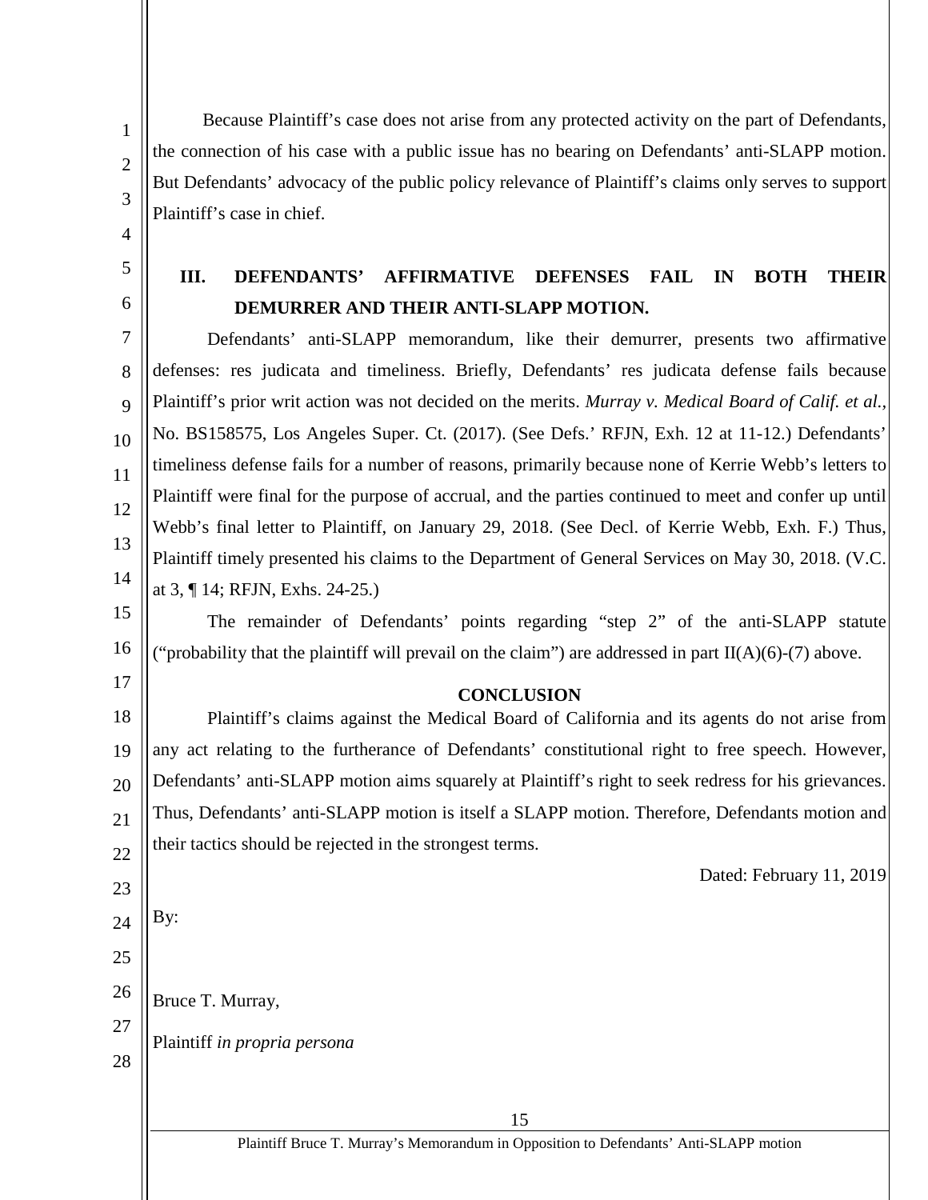Because Plaintiff's case does not arise from any protected activity on the part of Defendants, the connection of his case with a public issue has no bearing on Defendants' anti-SLAPP motion. But Defendants' advocacy of the public policy relevance of Plaintiff's claims only serves to support Plaintiff's case in chief.

## III. DEFENDANTS' AFFIRMATIVE DEFENSES FAIL IN BOTH THEIR DEMURRER AND THEIR ANTI-SLAPP MOTION.

Defendants' anti-SLAPP memorandum, like their demurrer, presents two affirmative defenses: res judicata and timeliness. Briefly, Defendants' res judicata defense fails because Plaintiff's prior writ action was not decided on the merits. *Murray v. Medical Board of Calif. et al.*, No. BS158575, Los Angeles Super. Ct. (2017). (See Defs.' RFJN, Exh. 12 at 11-12.) Defendants' timeliness defense fails for a number of reasons, primarily because none of Kerrie Webb's letters to Plaintiff were final for the purpose of accrual, and the parties continued to meet and confer up until Webb's final letter to Plaintiff, on January 29, 2018. (See Decl. of Kerrie Webb, Exh. F.) Thus, Plaintiff timely presented his claims to the Department of General Services on May 30, 2018. (V.C. at 3, ¶ 14; RFJN, Exhs. 24-25.)

The remainder of Defendants' points regarding "step 2" of the anti-SLAPP statute ("probability that the plaintiff will prevail on the claim") are addressed in part II(A)(6)-(7) above.

## CONCLUSION

Plaintiff's claims against the Medical Board of California and its agents do not arise from any act relating to the furtherance of Defendants' constitutional right to free speech. However, Defendants' anti-SLAPP motion aims squarely at Plaintiff's right to seek redress for his grievances. Thus, Defendants' anti-SLAPP motion is itself a SLAPP motion. Therefore, Defendants motion and their tactics should be rejected in the strongest terms.

Dated: February 11, 2019

By:

Bruce T. Murray,

Plaintiff *in propria persona*